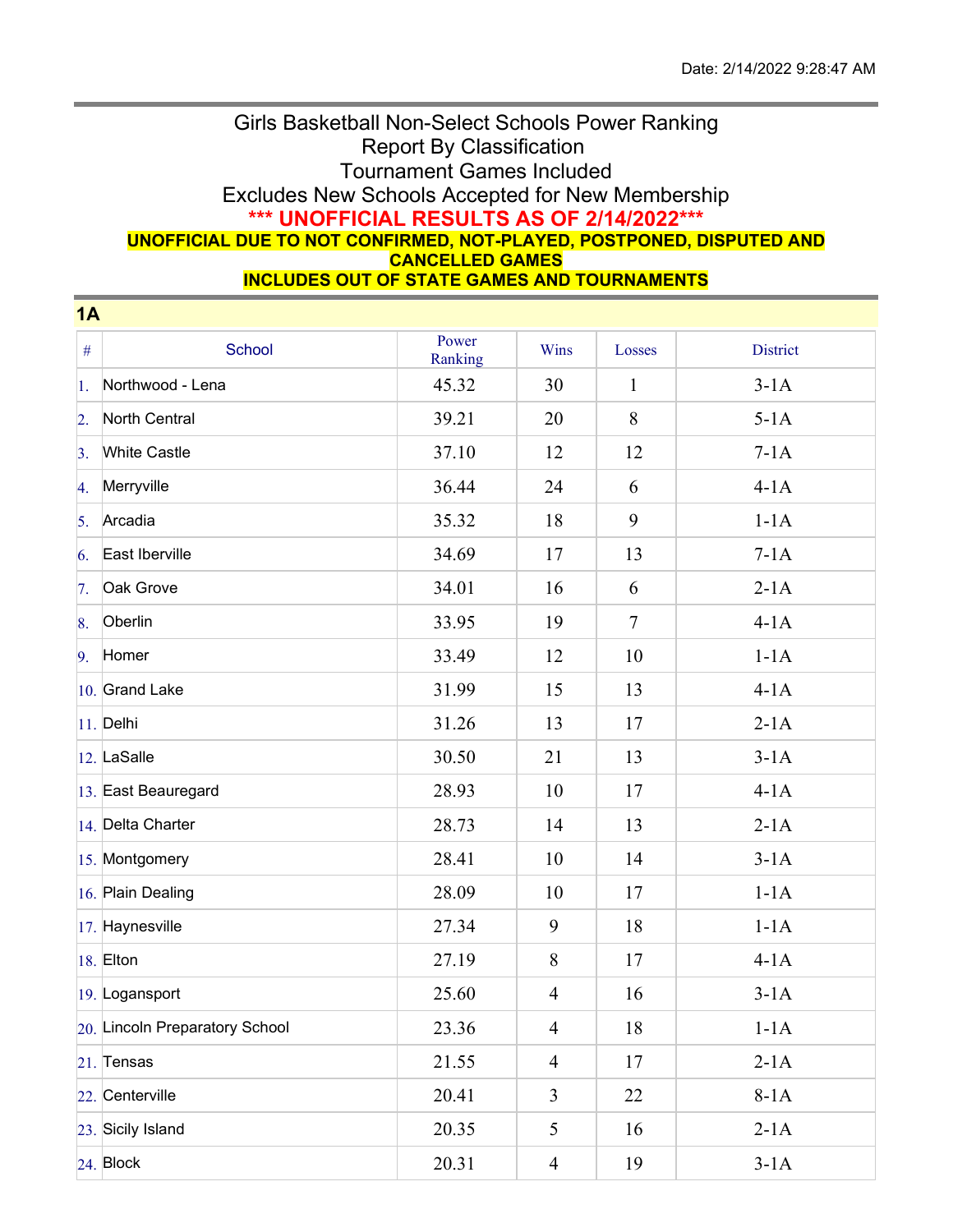Date: 2/14/2022 9:28:47 AM

# Girls Basketball Non-Select Schools Power Ranking

Report By Classification

Tournament Games Included

Excludes New Schools Accepted for New Membership

**\*\*\* UNOFFICIAL RESULTS AS OF 2/14/2022\*\*\***

**UNOFFICIAL DUE TO NOT CONFIRMED, NOT-PLAYED, POSTPONED, DISPUTED AND CANCELLED GAMES**

**INCLUDES OUT OF STATE GAMES AND TOURNAMENTS**

## 1A

| # | School | Power Ranking | Wins | Losses | District |
|---|---|---|---|---|---|
| 1. | Northwood - Lena | 45.32 | 30 | 1 | 3-1A |
| 2. | North Central | 39.21 | 20 | 8 | 5-1A |
| 3. | White Castle | 37.10 | 12 | 12 | 7-1A |
| 4. | Merryville | 36.44 | 24 | 6 | 4-1A |
| 5. | Arcadia | 35.32 | 18 | 9 | 1-1A |
| 6. | East Iberville | 34.69 | 17 | 13 | 7-1A |
| 7. | Oak Grove | 34.01 | 16 | 6 | 2-1A |
| 8. | Oberlin | 33.95 | 19 | 7 | 4-1A |
| 9. | Homer | 33.49 | 12 | 10 | 1-1A |
| 10. | Grand Lake | 31.99 | 15 | 13 | 4-1A |
| 11. | Delhi | 31.26 | 13 | 17 | 2-1A |
| 12. | LaSalle | 30.50 | 21 | 13 | 3-1A |
| 13. | East Beauregard | 28.93 | 10 | 17 | 4-1A |
| 14. | Delta Charter | 28.73 | 14 | 13 | 2-1A |
| 15. | Montgomery | 28.41 | 10 | 14 | 3-1A |
| 16. | Plain Dealing | 28.09 | 10 | 17 | 1-1A |
| 17. | Haynesville | 27.34 | 9 | 18 | 1-1A |
| 18. | Elton | 27.19 | 8 | 17 | 4-1A |
| 19. | Logansport | 25.60 | 4 | 16 | 3-1A |
| 20. | Lincoln Preparatory School | 23.36 | 4 | 18 | 1-1A |
| 21. | Tensas | 21.55 | 4 | 17 | 2-1A |
| 22. | Centerville | 20.41 | 3 | 22 | 8-1A |
| 23. | Sicily Island | 20.35 | 5 | 16 | 2-1A |
| 24. | Block | 20.31 | 4 | 19 | 3-1A |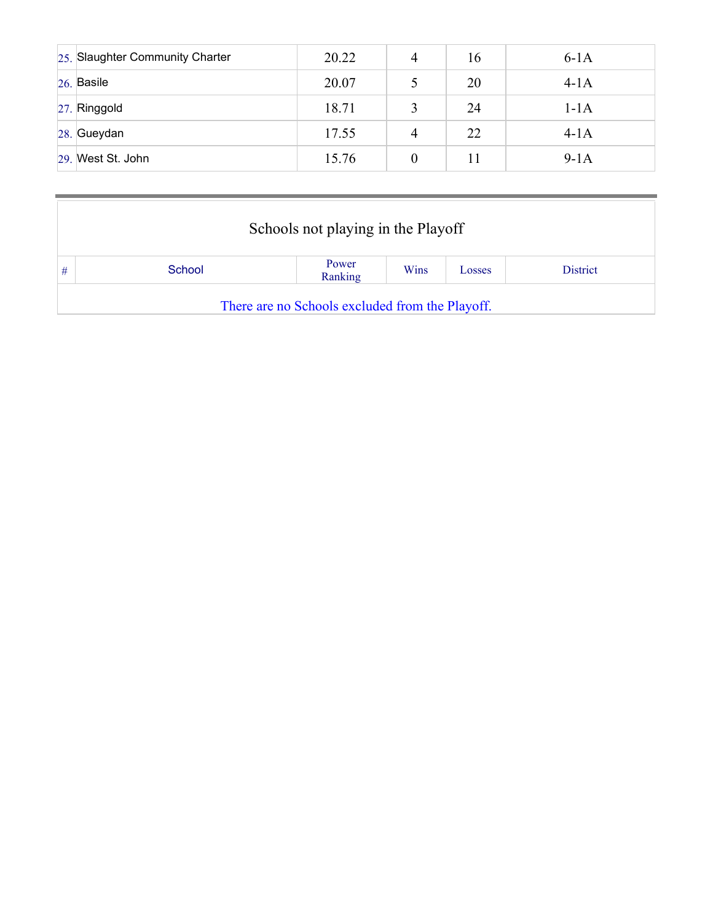| | | | | |
|---|---|---|---|---|
| 25. Slaughter Community Charter | 20.22 | 4 | 16 | 6-1A |
| 26. Basile | 20.07 | 5 | 20 | 4-1A |
| 27. Ringgold | 18.71 | 3 | 24 | 1-1A |
| 28. Gueydan | 17.55 | 4 | 22 | 4-1A |
| 29. West St. John | 15.76 | 0 | 11 | 9-1A |

## Schools not playing in the Playoff

| # | School | Power Ranking | Wins | Losses | District |
|---|---|---|---|---|---|

There are no Schools excluded from the Playoff.